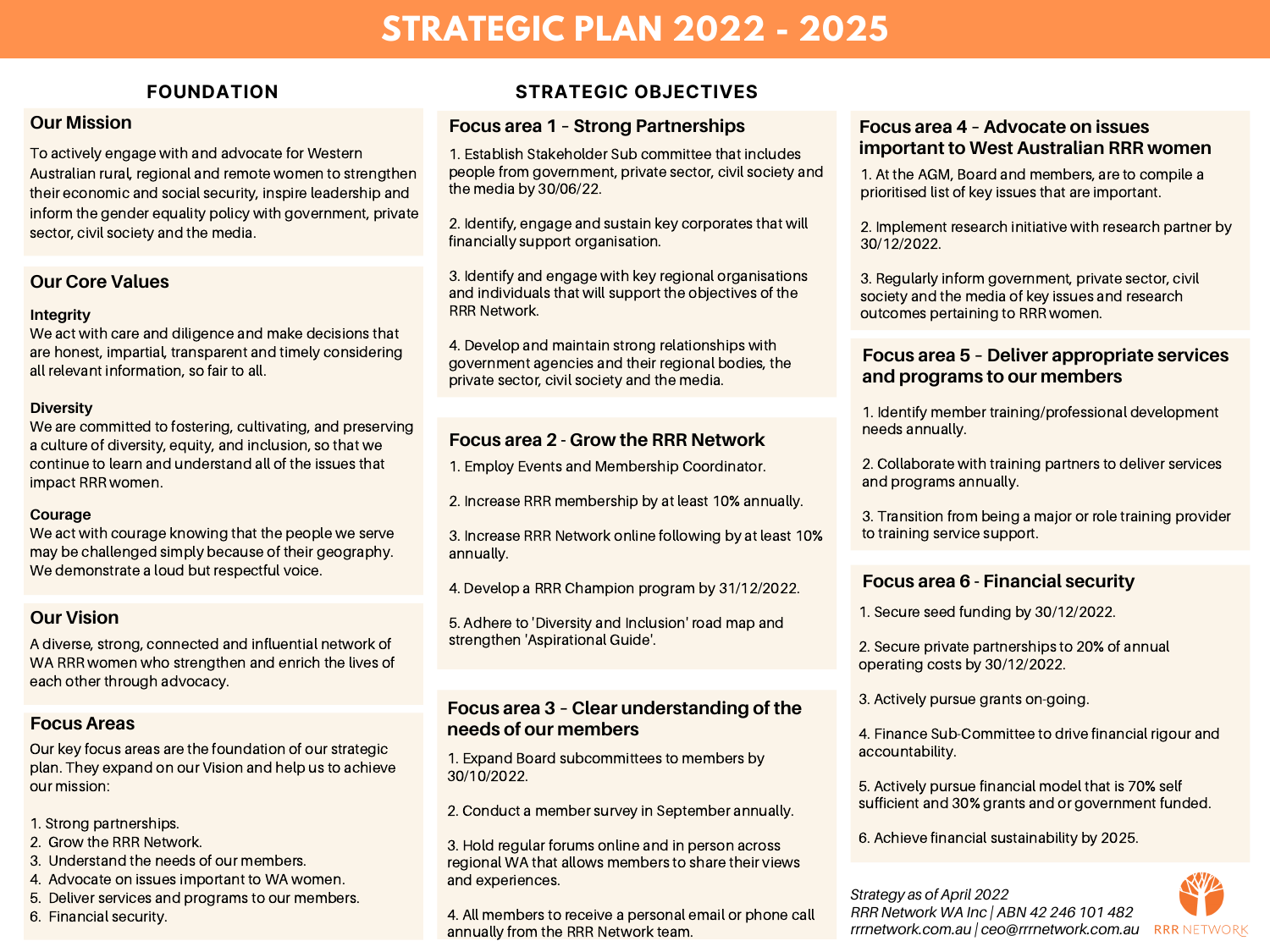# STRATEGIC PLAN 2022 - 2025

## FOUNDATION

### Our Mission

To actively engage with and advocate for Western Australian rural, regional and remote women to strengthen their economic and social security, inspire leadership and inform the gender equality policy with government, private sector, civil society and the media.

### Our Core Values

**Integrity**
We act with care and diligence and make decisions that are honest, impartial, transparent and timely considering all relevant information, so fair to all.

**Diversity**
We are committed to fostering, cultivating, and preserving a culture of diversity, equity, and inclusion, so that we continue to learn and understand all of the issues that impact RRR women.

**Courage**
We act with courage knowing that the people we serve may be challenged simply because of their geography. We demonstrate a loud but respectful voice.

### Our Vision

A diverse, strong, connected and influential network of WA RRR women who strengthen and enrich the lives of each other through advocacy.

### Focus Areas

Our key focus areas are the foundation of our strategic plan. They expand on our Vision and help us to achieve our mission:

1. Strong partnerships.
2. Grow the RRR Network.
3. Understand the needs of our members.
4. Advocate on issues important to WA women.
5. Deliver services and programs to our members.
6. Financial security.

## STRATEGIC OBJECTIVES

### Focus area 1 – Strong Partnerships

1. Establish Stakeholder Sub committee that includes people from government, private sector, civil society and the media by 30/06/22.
2. Identify, engage and sustain key corporates that will financially support organisation.
3. Identify and engage with key regional organisations and individuals that will support the objectives of the RRR Network.
4. Develop and maintain strong relationships with government agencies and their regional bodies, the private sector, civil society and the media.

### Focus area 2 - Grow the RRR Network

1. Employ Events and Membership Coordinator.
2. Increase RRR membership by at least 10% annually.
3. Increase RRR Network online following by at least 10% annually.
4. Develop a RRR Champion program by 31/12/2022.
5. Adhere to 'Diversity and Inclusion' road map and strengthen 'Aspirational Guide'.

### Focus area 3 – Clear understanding of the needs of our members

1. Expand Board subcommittees to members by 30/10/2022.
2. Conduct a member survey in September annually.
3. Hold regular forums online and in person across regional WA that allows members to share their views and experiences.
4. All members to receive a personal email or phone call annually from the RRR Network team.

### Focus area 4 – Advocate on issues important to West Australian RRR women

1. At the AGM, Board and members, are to compile a prioritised list of key issues that are important.
2. Implement research initiative with research partner by 30/12/2022.
3. Regularly inform government, private sector, civil society and the media of key issues and research outcomes pertaining to RRR women.

### Focus area 5 – Deliver appropriate services and programs to our members

1. Identify member training/professional development needs annually.
2. Collaborate with training partners to deliver services and programs annually.
3. Transition from being a major or role training provider to training service support.

### Focus area 6 - Financial security

1. Secure seed funding by 30/12/2022.
2. Secure private partnerships to 20% of annual operating costs by 30/12/2022.
3. Actively pursue grants on-going.
4. Finance Sub-Committee to drive financial rigour and accountability.
5. Actively pursue financial model that is 70% self sufficient and 30% grants and or government funded.
6. Achieve financial sustainability by 2025.

*Strategy as of April 2022*
*RRR Network WA Inc | ABN 42 246 101 482*
*rrrnetwork.com.au | ceo@rrrnetwork.com.au*

RRR NETWORK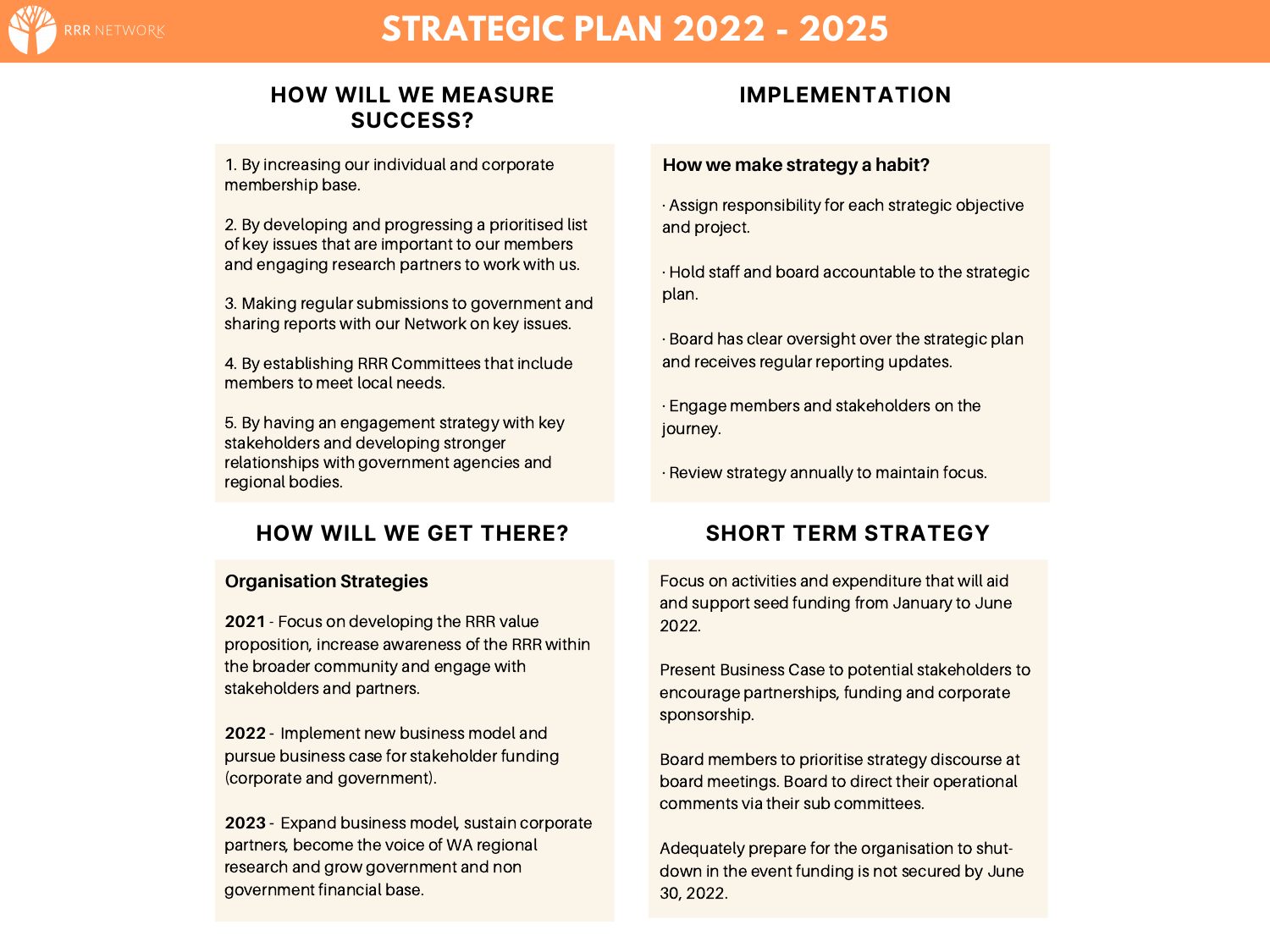# STRATEGIC PLAN 2022 - 2025

## HOW WILL WE MEASURE SUCCESS?

1. By increasing our individual and corporate membership base.

2. By developing and progressing a prioritised list of key issues that are important to our members and engaging research partners to work with us.

3. Making regular submissions to government and sharing reports with our Network on key issues.

4. By establishing RRR Committees that include members to meet local needs.

5. By having an engagement strategy with key stakeholders and developing stronger relationships with government agencies and regional bodies.

## IMPLEMENTATION

**How we make strategy a habit?**

· Assign responsibility for each strategic objective and project.

· Hold staff and board accountable to the strategic plan.

· Board has clear oversight over the strategic plan and receives regular reporting updates.

· Engage members and stakeholders on the journey.

· Review strategy annually to maintain focus.

## HOW WILL WE GET THERE?

**Organisation Strategies**

**2021** - Focus on developing the RRR value proposition, increase awareness of the RRR within the broader community and engage with stakeholders and partners.

**2022** - Implement new business model and pursue business case for stakeholder funding (corporate and government).

**2023** - Expand business model, sustain corporate partners, become the voice of WA regional research and grow government and non government financial base.

## SHORT TERM STRATEGY

Focus on activities and expenditure that will aid and support seed funding from January to June 2022.

Present Business Case to potential stakeholders to encourage partnerships, funding and corporate sponsorship.

Board members to prioritise strategy discourse at board meetings. Board to direct their operational comments via their sub committees.

Adequately prepare for the organisation to shut-down in the event funding is not secured by June 30, 2022.